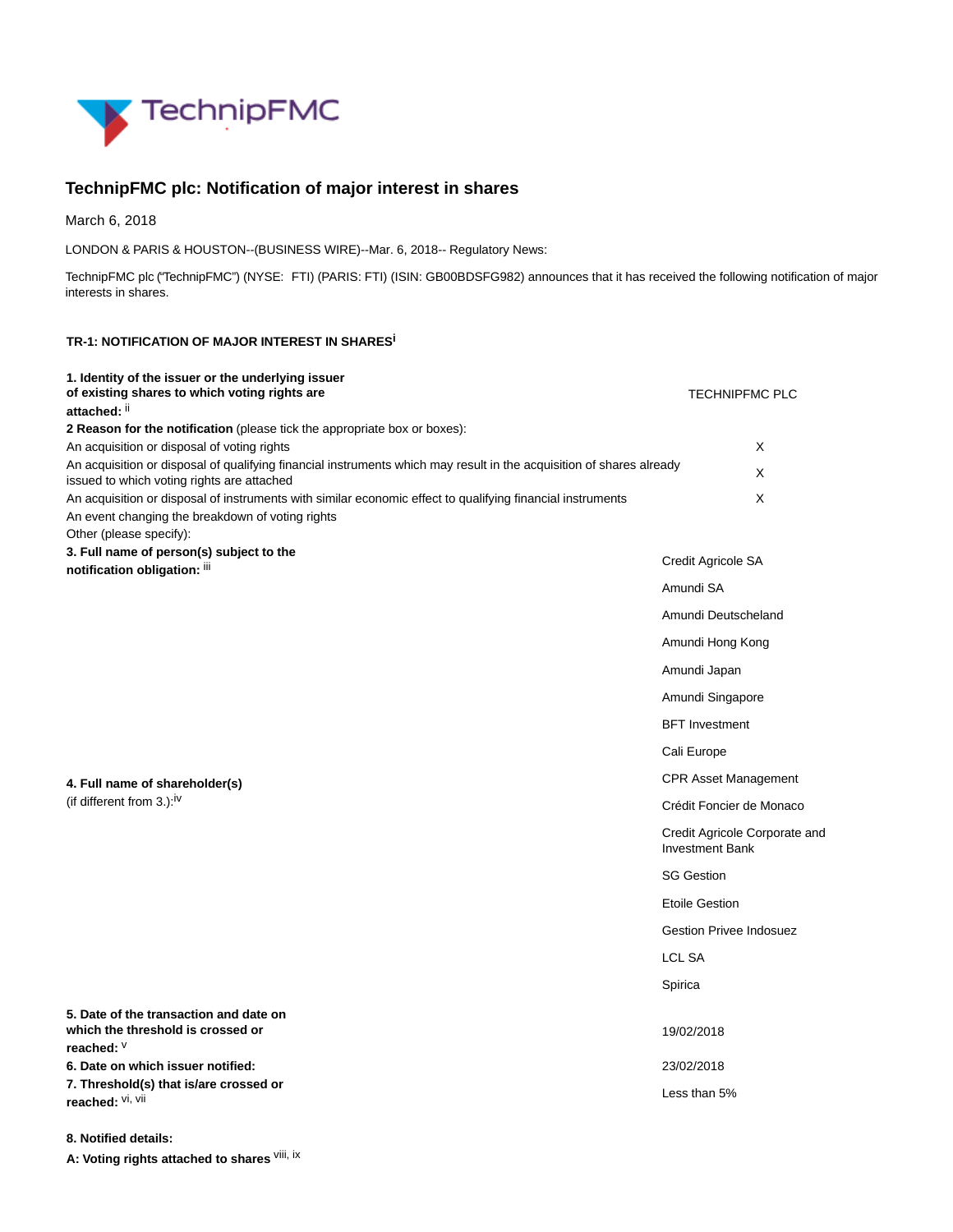# TechnipFMC plc: Notification of major interest in shares

March 6, 2018

LONDON & PARIS & HOUSTON--(BUSINESS WIRE)--Mar. 6, 2018-- Regulatory News:

TechnipFMC plc ("TechnipFMC") (NYSE: FTI) (PARIS: FTI) (ISIN: GB00BDSFG982) announces that it has received the following notification of major interests in shares.

**TR-1: NOTIFICATION OF MAJOR INTEREST IN SHARES**[i]

| | |
|---|---|
| **1. Identity of the issuer or the underlying issuer of existing shares to which voting rights are attached:** [ii] | TECHNIPFMC PLC |
| **2 Reason for the notification** (please tick the appropriate box or boxes): | |
| An acquisition or disposal of voting rights | X |
| An acquisition or disposal of qualifying financial instruments which may result in the acquisition of shares already issued to which voting rights are attached | X |
| An acquisition or disposal of instruments with similar economic effect to qualifying financial instruments | X |
| An event changing the breakdown of voting rights | |
| Other (please specify): | |
| **3. Full name of person(s) subject to the notification obligation:** [iii] | Credit Agricole SA |
| **4. Full name of shareholder(s)** (if different from 3.):[iv] | Amundi SA<br>Amundi Deutscheland<br>Amundi Hong Kong<br>Amundi Japan<br>Amundi Singapore<br>BFT Investment<br>Cali Europe<br>CPR Asset Management<br>Crédit Foncier de Monaco<br>Credit Agricole Corporate and Investment Bank<br>SG Gestion<br>Etoile Gestion<br>Gestion Privee Indosuez<br>LCL SA<br>Spirica |
| **5. Date of the transaction and date on which the threshold is crossed or reached:** [v] | 19/02/2018 |
| **6. Date on which issuer notified:** | 23/02/2018 |
| **7. Threshold(s) that is/are crossed or reached:** [vi, vii] | Less than 5% |

**8. Notified details:**

**A: Voting rights attached to shares** [viii, ix]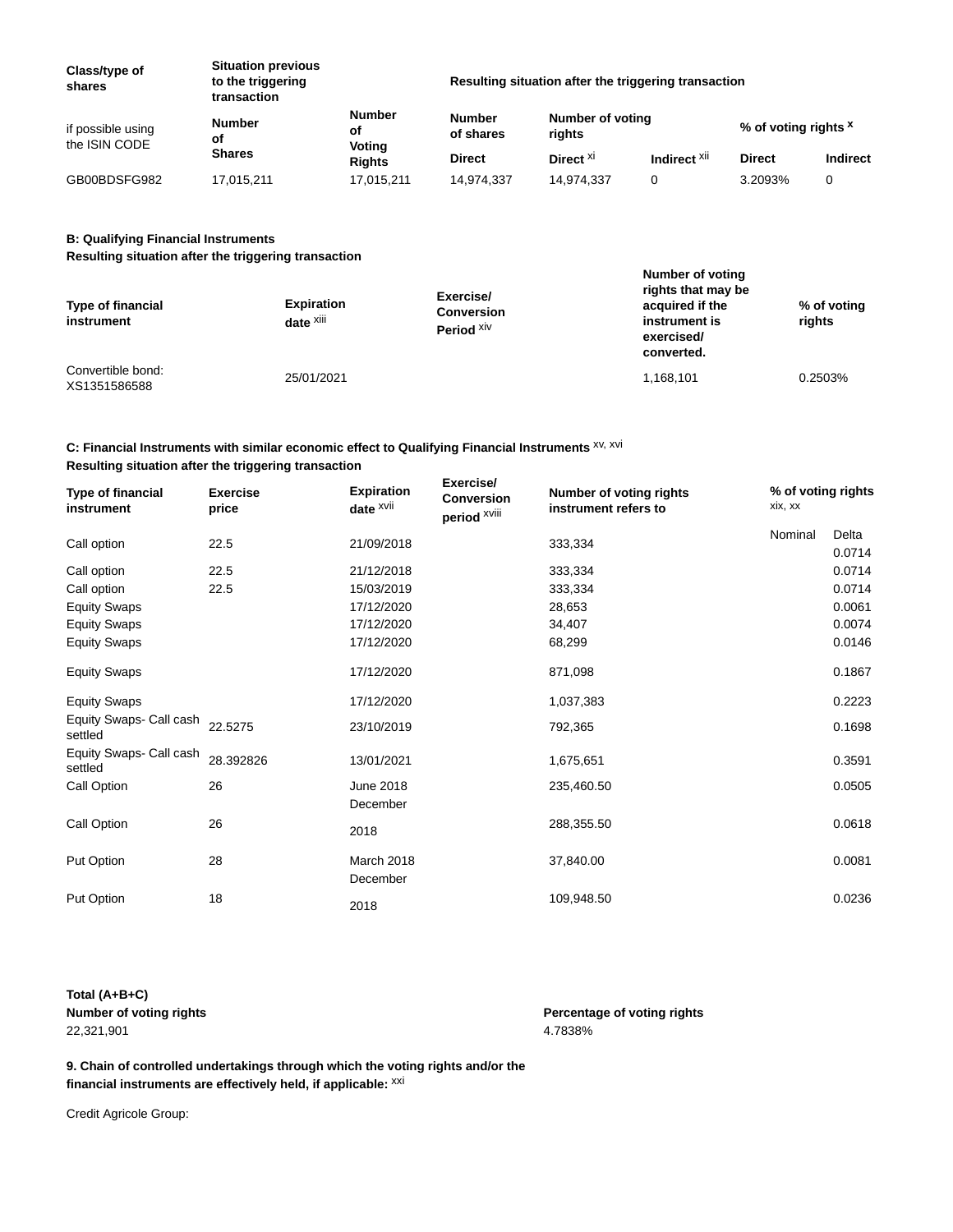| Class/type of shares | Situation previous to the triggering transaction | | Resulting situation after the triggering transaction | | | | |
|---|---|---|---|---|---|---|---|
| if possible using the ISIN CODE | Number of Shares | Number of Voting Rights | Number of shares | Number of voting rights | | % of voting rights [x] | |
| | | | Direct | Direct [xi] | Indirect [xii] | Direct | Indirect |
| GB00BDSFG982 | 17,015,211 | 17,015,211 | 14,974,337 | 14,974,337 | 0 | 3.2093% | 0 |

**B: Qualifying Financial Instruments**
**Resulting situation after the triggering transaction**

| Type of financial instrument | Expiration date [xiii] | Exercise/ Conversion Period [xiv] | Number of voting rights that may be acquired if the instrument is exercised/ converted. | % of voting rights |
|---|---|---|---|---|
| Convertible bond: XS1351586588 | 25/01/2021 | | 1,168,101 | 0.2503% |

**C: Financial Instruments with similar economic effect to Qualifying Financial Instruments [xv, xvi]**
**Resulting situation after the triggering transaction**

| Type of financial instrument | Exercise price | Expiration date [xvii] | Exercise/ Conversion period [xviii] | Number of voting rights instrument refers to | % of voting rights [xix, xx] | |
|---|---|---|---|---|---|---|
| | | | | | Nominal | Delta |
| Call option | 22.5 | 21/09/2018 | | 333,334 | | 0.0714 |
| Call option | 22.5 | 21/12/2018 | | 333,334 | | 0.0714 |
| Call option | 22.5 | 15/03/2019 | | 333,334 | | 0.0714 |
| Equity Swaps | | 17/12/2020 | | 28,653 | | 0.0061 |
| Equity Swaps | | 17/12/2020 | | 34,407 | | 0.0074 |
| Equity Swaps | | 17/12/2020 | | 68,299 | | 0.0146 |
| Equity Swaps | | 17/12/2020 | | 871,098 | | 0.1867 |
| Equity Swaps | | 17/12/2020 | | 1,037,383 | | 0.2223 |
| Equity Swaps- Call cash settled | 22.5275 | 23/10/2019 | | 792,365 | | 0.1698 |
| Equity Swaps- Call cash settled | 28.392826 | 13/01/2021 | | 1,675,651 | | 0.3591 |
| Call Option | 26 | June 2018 | | 235,460.50 | | 0.0505 |
| Call Option | 26 | December 2018 | | 288,355.50 | | 0.0618 |
| Put Option | 28 | March 2018 | | 37,840.00 | | 0.0081 |
| Put Option | 18 | December 2018 | | 109,948.50 | | 0.0236 |

| Total (A+B+C) | |
|---|---|
| **Number of voting rights** | **Percentage of voting rights** |
| 22,321,901 | 4.7838% |

**9. Chain of controlled undertakings through which the voting rights and/or the financial instruments are effectively held, if applicable: [xxi]**

Credit Agricole Group: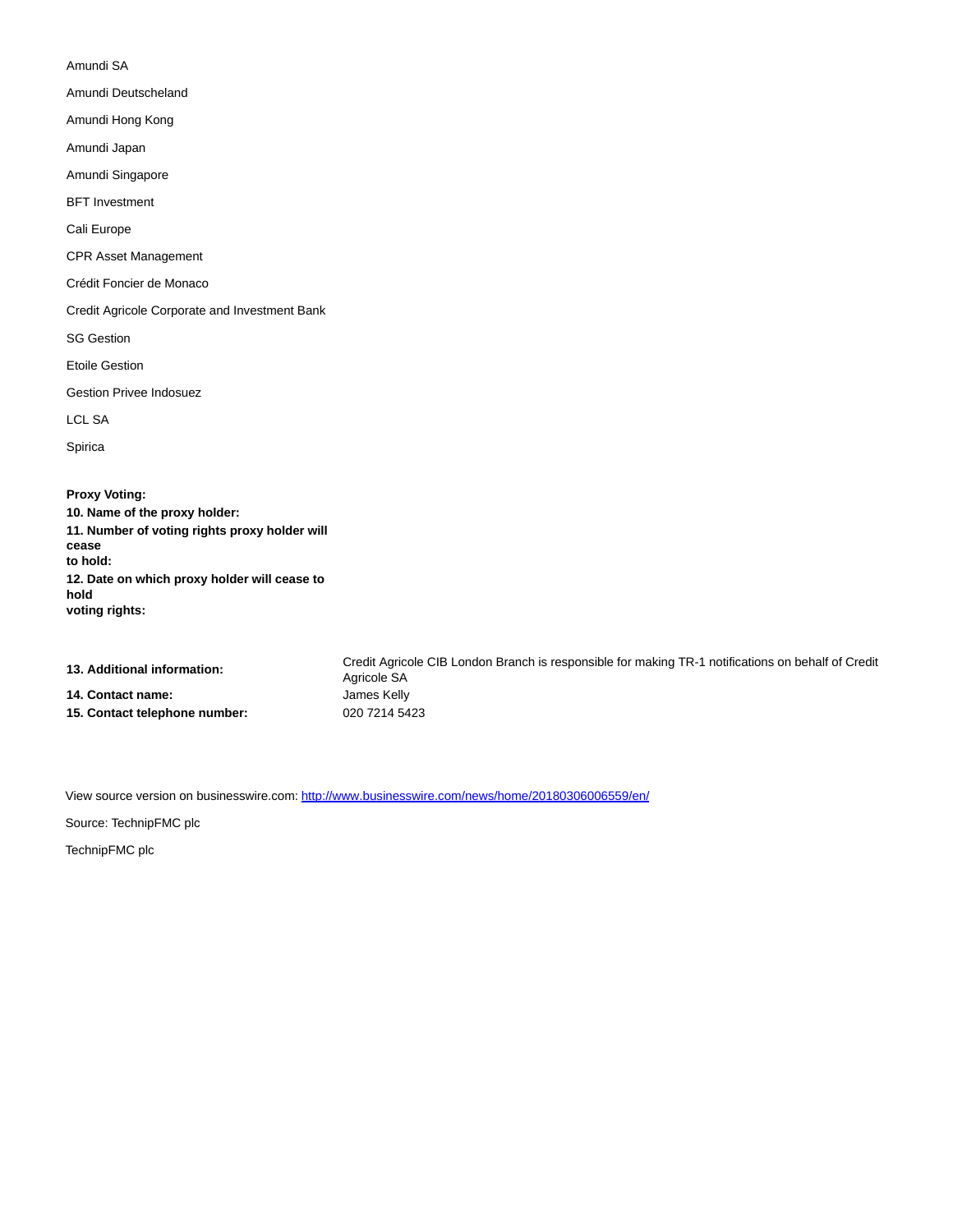Amundi SA

Amundi Deutscheland

Amundi Hong Kong

Amundi Japan

Amundi Singapore

BFT Investment

Cali Europe

CPR Asset Management

Crédit Foncier de Monaco

Credit Agricole Corporate and Investment Bank

SG Gestion

Etoile Gestion

Gestion Privee Indosuez

LCL SA

Spirica

**Proxy Voting:**
**10. Name of the proxy holder:**
**11. Number of voting rights proxy holder will cease to hold:**
**12. Date on which proxy holder will cease to hold voting rights:**

| | |
|---|---|
| **13. Additional information:** | Credit Agricole CIB London Branch is responsible for making TR-1 notifications on behalf of Credit Agricole SA |
| **14. Contact name:** | James Kelly |
| **15. Contact telephone number:** | 020 7214 5423 |

View source version on businesswire.com: http://www.businesswire.com/news/home/20180306006559/en/

Source: TechnipFMC plc

TechnipFMC plc